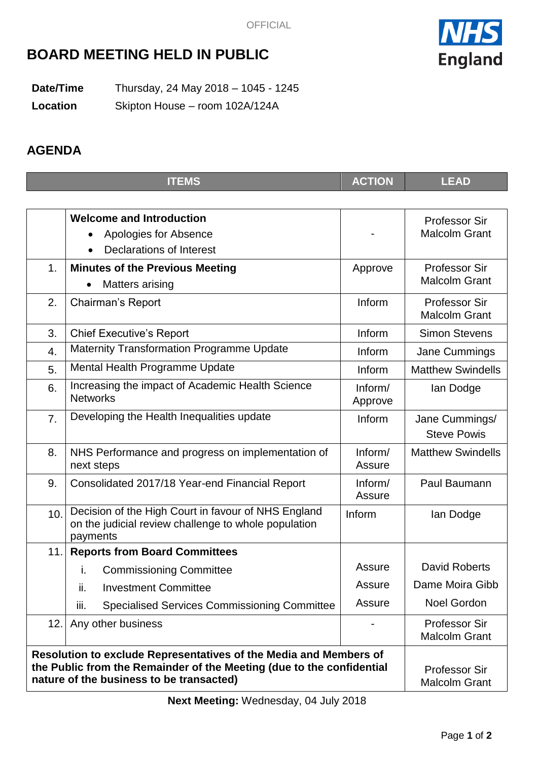OFFICIAL

# BOARD MEETING HELD IN PUBLIC

**Date/Time** Thursday, 24 May 2018 – 1045 - 1245

**Location** Skipton House – room 102A/124A

## AGENDA

| | ITEMS | ACTION | LEAD |
|---|---|---|---|
| | **Welcome and Introduction**<br>• Apologies for Absence<br>• Declarations of Interest | - | Professor Sir Malcolm Grant |
| 1. | **Minutes of the Previous Meeting**<br>• Matters arising | Approve | Professor Sir Malcolm Grant |
| 2. | Chairman's Report | Inform | Professor Sir Malcolm Grant |
| 3. | Chief Executive's Report | Inform | Simon Stevens |
| 4. | Maternity Transformation Programme Update | Inform | Jane Cummings |
| 5. | Mental Health Programme Update | Inform | Matthew Swindells |
| 6. | Increasing the impact of Academic Health Science Networks | Inform/ Approve | Ian Dodge |
| 7. | Developing the Health Inequalities update | Inform | Jane Cummings/ Steve Powis |
| 8. | NHS Performance and progress on implementation of next steps | Inform/ Assure | Matthew Swindells |
| 9. | Consolidated 2017/18 Year-end Financial Report | Inform/ Assure | Paul Baumann |
| 10. | Decision of the High Court in favour of NHS England on the judicial review challenge to whole population payments | Inform | Ian Dodge |
| 11. | **Reports from Board Committees** | | |
| | i. Commissioning Committee | Assure | David Roberts |
| | ii. Investment Committee | Assure | Dame Moira Gibb |
| | iii. Specialised Services Commissioning Committee | Assure | Noel Gordon |
| 12. | Any other business | - | Professor Sir Malcolm Grant |
| | **Resolution to exclude Representatives of the Media and Members of the Public from the Remainder of the Meeting (due to the confidential nature of the business to be transacted)** | | Professor Sir Malcolm Grant |

**Next Meeting:** Wednesday, 04 July 2018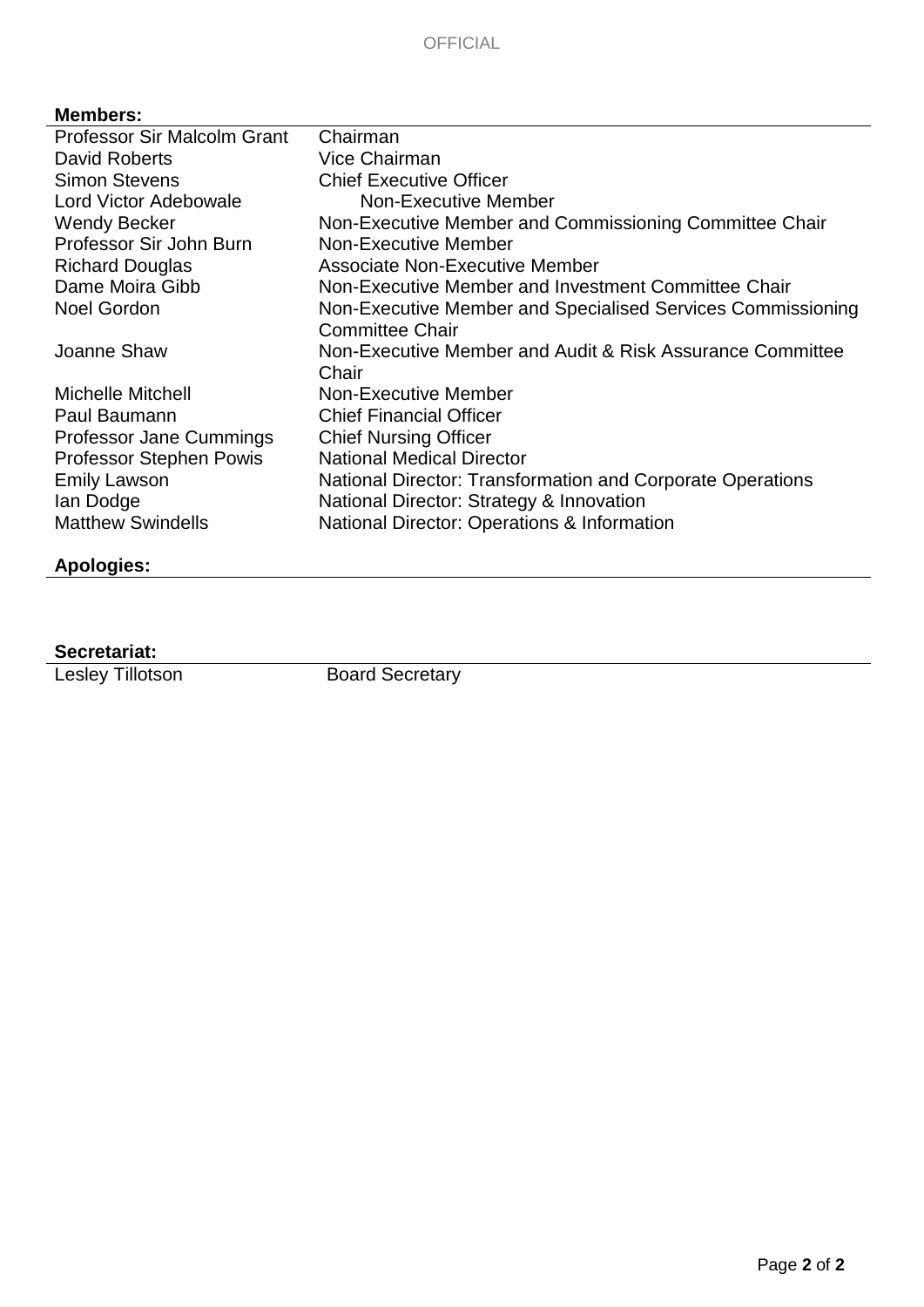**Members:**

| | |
|---|---|
| Professor Sir Malcolm Grant | Chairman |
| David Roberts | Vice Chairman |
| Simon Stevens | Chief Executive Officer |
| Lord Victor Adebowale | Non-Executive Member |
| Wendy Becker | Non-Executive Member and Commissioning Committee Chair |
| Professor Sir John Burn | Non-Executive Member |
| Richard Douglas | Associate Non-Executive Member |
| Dame Moira Gibb | Non-Executive Member and Investment Committee Chair |
| Noel Gordon | Non-Executive Member and Specialised Services Commissioning Committee Chair |
| Joanne Shaw | Non-Executive Member and Audit & Risk Assurance Committee Chair |
| Michelle Mitchell | Non-Executive Member |
| Paul Baumann | Chief Financial Officer |
| Professor Jane Cummings | Chief Nursing Officer |
| Professor Stephen Powis | National Medical Director |
| Emily Lawson | National Director: Transformation and Corporate Operations |
| Ian Dodge | National Director: Strategy & Innovation |
| Matthew Swindells | National Director: Operations & Information |

**Apologies:**

**Secretariat:**

| | |
|---|---|
| Lesley Tillotson | Board Secretary |